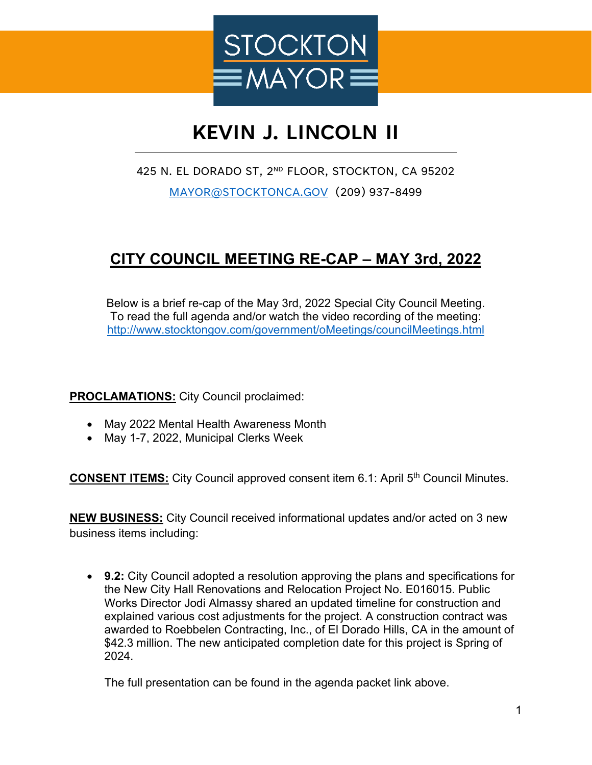STOCKTON MAYOR

# KEVIN J. LINCOLN II

425 N. EL DORADO ST, 2ND FLOOR, STOCKTON, CA 95202

MAYOR@STOCKTONCA.GOV (209) 937-8499

## CITY COUNCIL MEETING RE-CAP – MAY 3rd, 2022

Below is a brief re-cap of the May 3rd, 2022 Special City Council Meeting. To read the full agenda and/or watch the video recording of the meeting: http://www.stocktongov.com/government/oMeetings/councilMeetings.html

**PROCLAMATIONS:** City Council proclaimed:

- May 2022 Mental Health Awareness Month
- May 1-7, 2022, Municipal Clerks Week

**CONSENT ITEMS:** City Council approved consent item 6.1: April 5th Council Minutes.

**NEW BUSINESS:** City Council received informational updates and/or acted on 3 new business items including:

- **9.2:** City Council adopted a resolution approving the plans and specifications for the New City Hall Renovations and Relocation Project No. E016015. Public Works Director Jodi Almassy shared an updated timeline for construction and explained various cost adjustments for the project. A construction contract was awarded to Roebbelen Contracting, Inc., of El Dorado Hills, CA in the amount of $42.3 million. The new anticipated completion date for this project is Spring of 2024.

  The full presentation can be found in the agenda packet link above.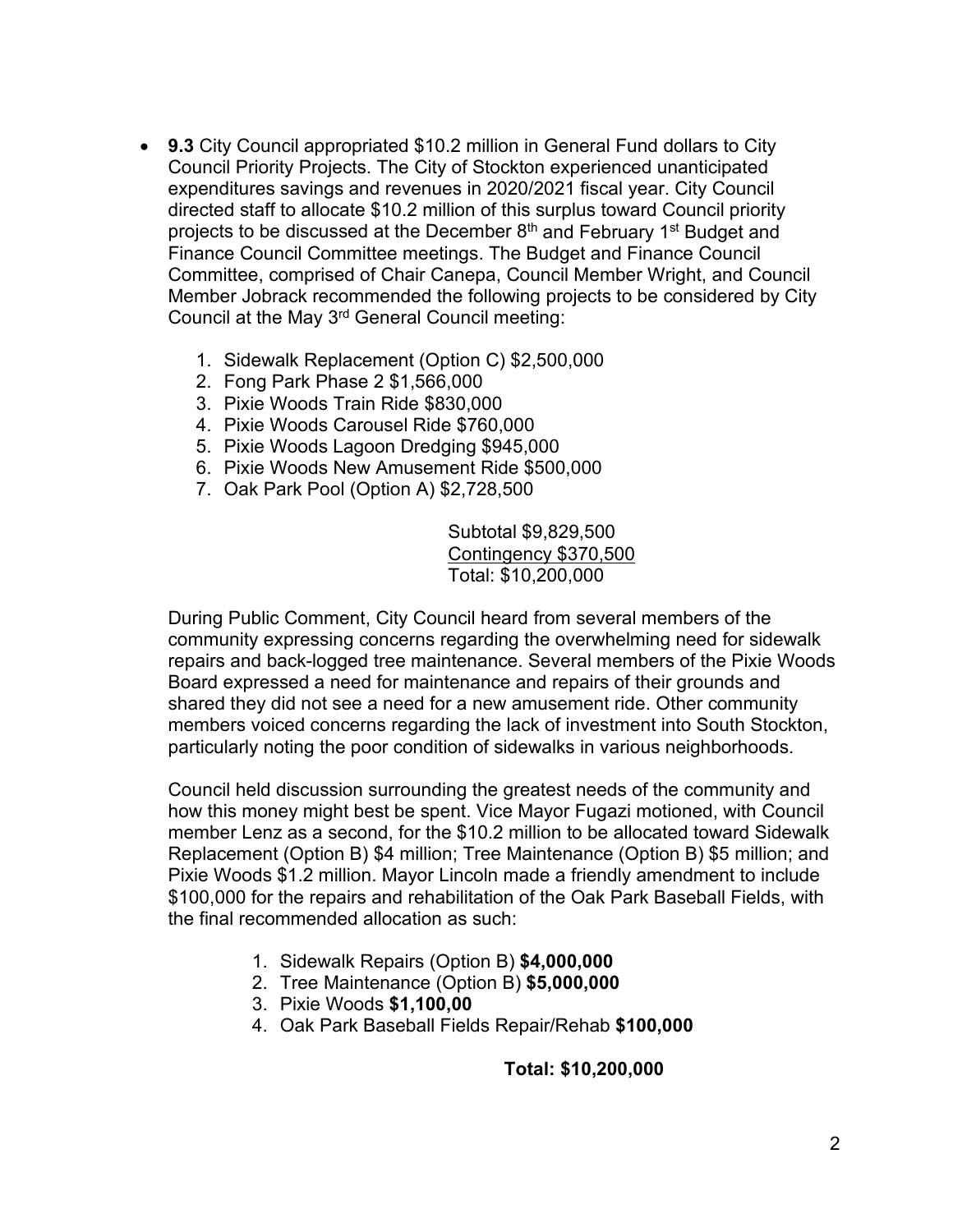- **9.3** City Council appropriated $10.2 million in General Fund dollars to City Council Priority Projects. The City of Stockton experienced unanticipated expenditures savings and revenues in 2020/2021 fiscal year. City Council directed staff to allocate $10.2 million of this surplus toward Council priority projects to be discussed at the December 8th and February 1st Budget and Finance Council Committee meetings. The Budget and Finance Council Committee, comprised of Chair Canepa, Council Member Wright, and Council Member Jobrack recommended the following projects to be considered by City Council at the May 3rd General Council meeting:

  1. Sidewalk Replacement (Option C) $2,500,000
  2. Fong Park Phase 2 $1,566,000
  3. Pixie Woods Train Ride $830,000
  4. Pixie Woods Carousel Ride $760,000
  5. Pixie Woods Lagoon Dredging $945,000
  6. Pixie Woods New Amusement Ride $500,000
  7. Oak Park Pool (Option A) $2,728,500

  Subtotal $9,829,500
  Contingency $370,500
  Total: $10,200,000

  During Public Comment, City Council heard from several members of the community expressing concerns regarding the overwhelming need for sidewalk repairs and back-logged tree maintenance. Several members of the Pixie Woods Board expressed a need for maintenance and repairs of their grounds and shared they did not see a need for a new amusement ride. Other community members voiced concerns regarding the lack of investment into South Stockton, particularly noting the poor condition of sidewalks in various neighborhoods.

  Council held discussion surrounding the greatest needs of the community and how this money might best be spent. Vice Mayor Fugazi motioned, with Council member Lenz as a second, for the $10.2 million to be allocated toward Sidewalk Replacement (Option B) $4 million; Tree Maintenance (Option B) $5 million; and Pixie Woods $1.2 million. Mayor Lincoln made a friendly amendment to include $100,000 for the repairs and rehabilitation of the Oak Park Baseball Fields, with the final recommended allocation as such:

  1. Sidewalk Repairs (Option B) **$4,000,000**
  2. Tree Maintenance (Option B) **$5,000,000**
  3. Pixie Woods **$1,100,00**
  4. Oak Park Baseball Fields Repair/Rehab **$100,000**

  **Total: $10,200,000**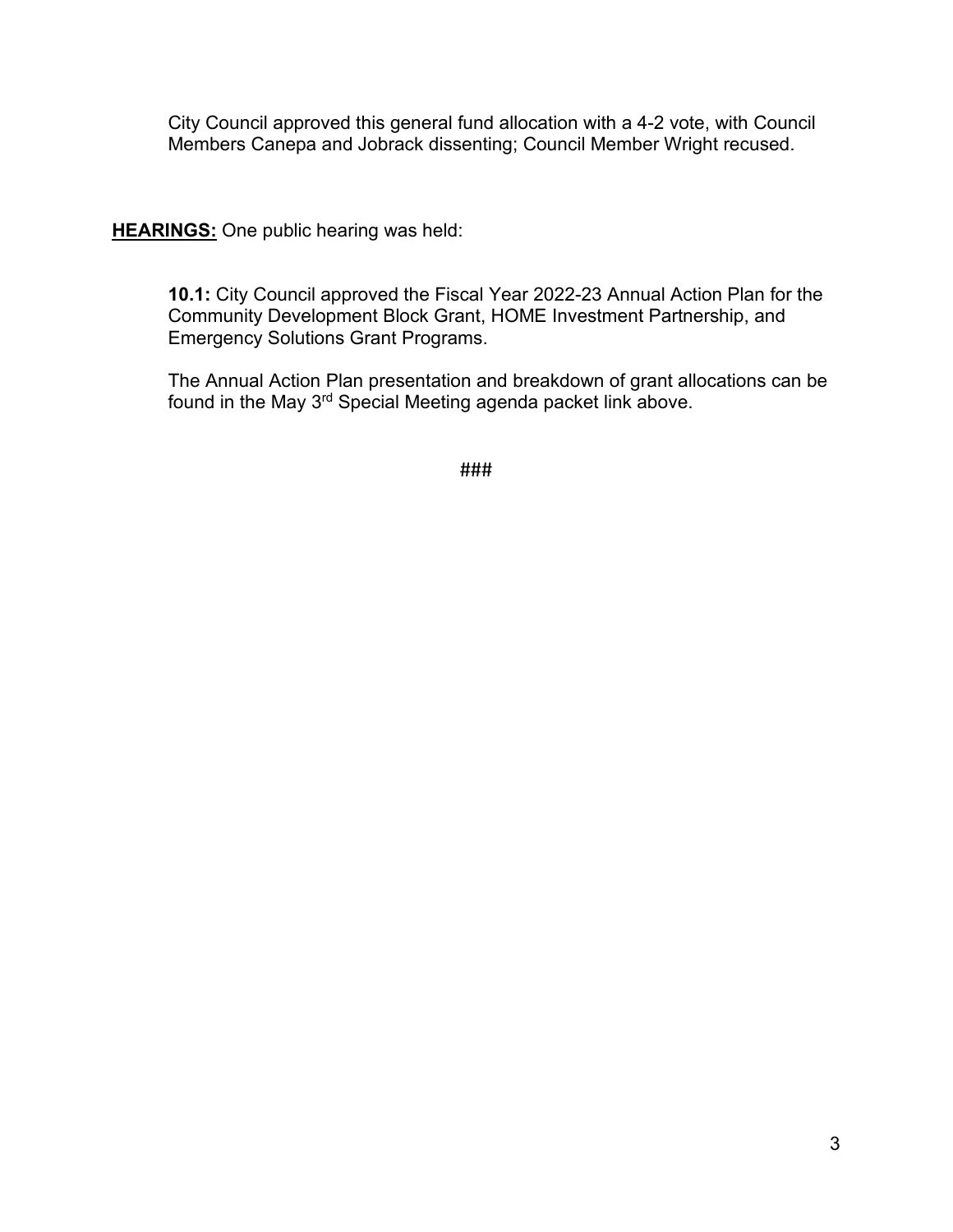City Council approved this general fund allocation with a 4-2 vote, with Council Members Canepa and Jobrack dissenting; Council Member Wright recused.

**HEARINGS:** One public hearing was held:

**10.1:** City Council approved the Fiscal Year 2022-23 Annual Action Plan for the Community Development Block Grant, HOME Investment Partnership, and Emergency Solutions Grant Programs.

The Annual Action Plan presentation and breakdown of grant allocations can be found in the May 3rd Special Meeting agenda packet link above.

###